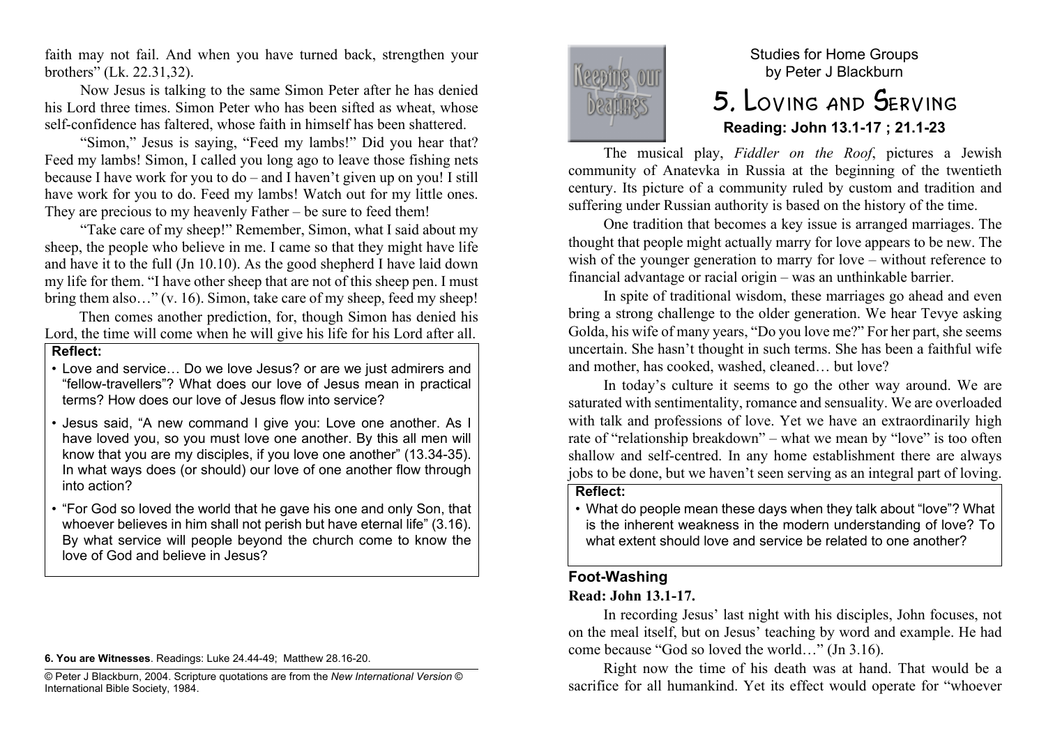faith may not fail. And when you have turned back, strengthen your brothers" (Lk. 22.31,32).

Now Jesus is talking to the same Simon Peter after he has denied his Lord three times. Simon Peter who has been sifted as wheat, whose self-confidence has faltered, whose faith in himself has been shattered.

"Simon," Jesus is saying, "Feed my lambs!" Did you hear that? Feed my lambs! Simon, I called you long ago to leave those fishing nets because I have work for you to do – and I haven't given up on you! I still have work for you to do. Feed my lambs! Watch out for my little ones. They are precious to my heavenly Father – be sure to feed them!

"Take care of my sheep!" Remember, Simon, what I said about my sheep, the people who believe in me. I came so that they might have life and have it to the full (Jn 10.10). As the good shepherd I have laid down my life for them. "I have other sheep that are not of this sheep pen. I must bring them also…" (v. 16). Simon, take care of my sheep, feed my sheep!

Then comes another prediction, for, though Simon has denied his Lord, the time will come when he will give his life for his Lord after all.

**Reflect:**

- Love and service… Do we love Jesus? or are we just admirers and "fellow-travellers"? What does our love of Jesus mean in practical terms? How does our love of Jesus flow into service?
- Jesus said, "A new command I give you: Love one another. As I have loved you, so you must love one another. By this all men will know that you are my disciples, if you love one another" (13.34-35). In what ways does (or should) our love of one another flow through into action?
- "For God so loved the world that he gave his one and only Son, that whoever believes in him shall not perish but have eternal life" (3.16). By what service will people beyond the church come to know the love of God and believe in Jesus?

**6. You are Witnesses**. Readings: Luke 24.44-49; Matthew 28.16-20.

© Peter J Blackburn, 2004. Scripture quotations are from the *New International Version* © International Bible Society, 1984.

Keeping our bearings

Studies for Home Groups
by Peter J Blackburn

# 5. Loving and Serving

**Reading: John 13.1-17 ; 21.1-23**

The musical play, *Fiddler on the Roof*, pictures a Jewish community of Anatevka in Russia at the beginning of the twentieth century. Its picture of a community ruled by custom and tradition and suffering under Russian authority is based on the history of the time.

One tradition that becomes a key issue is arranged marriages. The thought that people might actually marry for love appears to be new. The wish of the younger generation to marry for love – without reference to financial advantage or racial origin – was an unthinkable barrier.

In spite of traditional wisdom, these marriages go ahead and even bring a strong challenge to the older generation. We hear Tevye asking Golda, his wife of many years, "Do you love me?" For her part, she seems uncertain. She hasn't thought in such terms. She has been a faithful wife and mother, has cooked, washed, cleaned… but love?

In today's culture it seems to go the other way around. We are saturated with sentimentality, romance and sensuality. We are overloaded with talk and professions of love. Yet we have an extraordinarily high rate of "relationship breakdown" – what we mean by "love" is too often shallow and self-centred. In any home establishment there are always jobs to be done, but we haven't seen serving as an integral part of loving.

**Reflect:**

- What do people mean these days when they talk about "love"? What is the inherent weakness in the modern understanding of love? To what extent should love and service be related to one another?

## Foot-Washing

**Read: John 13.1-17.**

In recording Jesus' last night with his disciples, John focuses, not on the meal itself, but on Jesus' teaching by word and example. He had come because "God so loved the world…" (Jn 3.16).

Right now the time of his death was at hand. That would be a sacrifice for all humankind. Yet its effect would operate for "whoever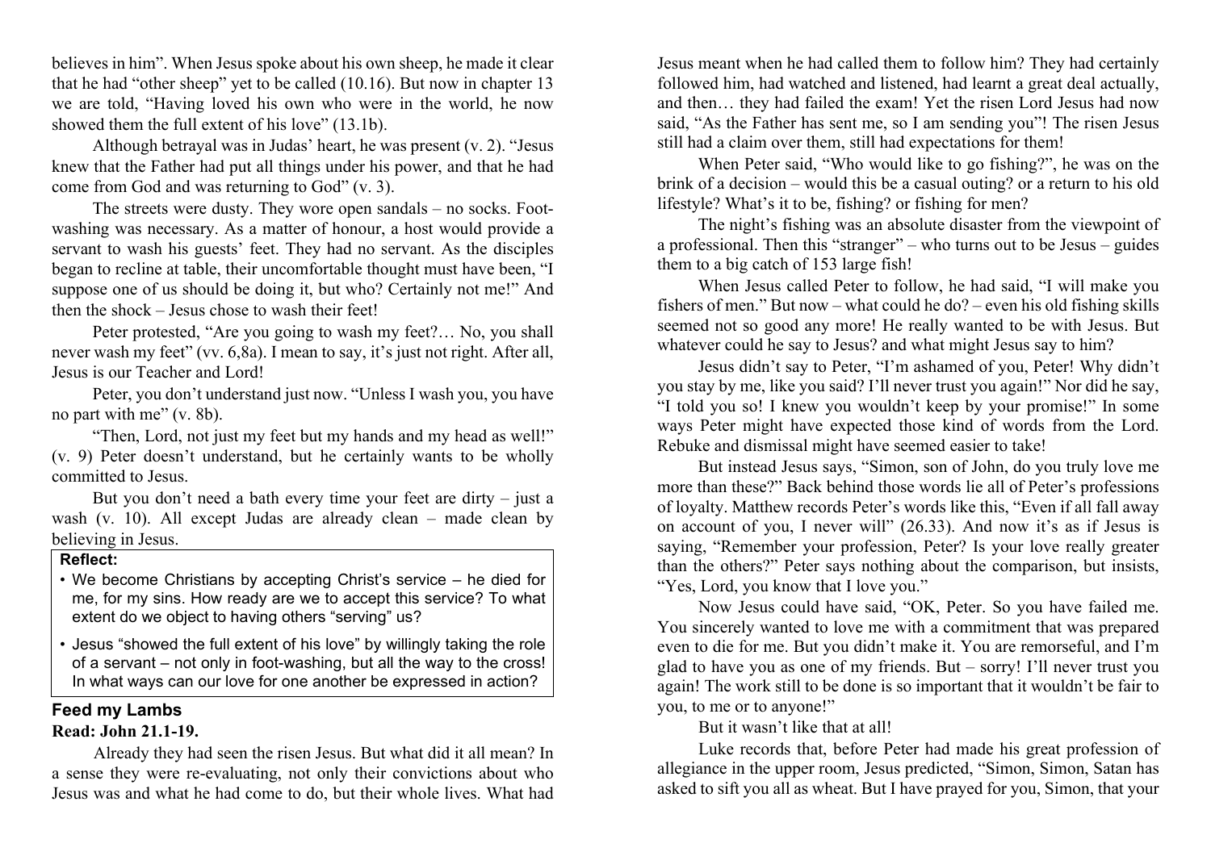believes in him". When Jesus spoke about his own sheep, he made it clear that he had "other sheep" yet to be called (10.16). But now in chapter 13 we are told, "Having loved his own who were in the world, he now showed them the full extent of his love" (13.1b).

Although betrayal was in Judas' heart, he was present (v. 2). "Jesus knew that the Father had put all things under his power, and that he had come from God and was returning to God" (v. 3).

The streets were dusty. They wore open sandals – no socks. Foot-washing was necessary. As a matter of honour, a host would provide a servant to wash his guests' feet. They had no servant. As the disciples began to recline at table, their uncomfortable thought must have been, "I suppose one of us should be doing it, but who? Certainly not me!" And then the shock – Jesus chose to wash their feet!

Peter protested, "Are you going to wash my feet?… No, you shall never wash my feet" (vv. 6,8a). I mean to say, it's just not right. After all, Jesus is our Teacher and Lord!

Peter, you don't understand just now. "Unless I wash you, you have no part with me" (v. 8b).

"Then, Lord, not just my feet but my hands and my head as well!" (v. 9) Peter doesn't understand, but he certainly wants to be wholly committed to Jesus.

But you don't need a bath every time your feet are dirty – just a wash (v. 10). All except Judas are already clean – made clean by believing in Jesus.

**Reflect:**

- We become Christians by accepting Christ's service – he died for me, for my sins. How ready are we to accept this service? To what extent do we object to having others "serving" us?
- Jesus "showed the full extent of his love" by willingly taking the role of a servant – not only in foot-washing, but all the way to the cross! In what ways can our love for one another be expressed in action?

## Feed my Lambs

**Read: John 21.1-19.**

Already they had seen the risen Jesus. But what did it all mean? In a sense they were re-evaluating, not only their convictions about who Jesus was and what he had come to do, but their whole lives. What had Jesus meant when he had called them to follow him? They had certainly followed him, had watched and listened, had learnt a great deal actually, and then… they had failed the exam! Yet the risen Lord Jesus had now said, "As the Father has sent me, so I am sending you"! The risen Jesus still had a claim over them, still had expectations for them!

When Peter said, "Who would like to go fishing?", he was on the brink of a decision – would this be a casual outing? or a return to his old lifestyle? What's it to be, fishing? or fishing for men?

The night's fishing was an absolute disaster from the viewpoint of a professional. Then this "stranger" – who turns out to be Jesus – guides them to a big catch of 153 large fish!

When Jesus called Peter to follow, he had said, "I will make you fishers of men." But now – what could he do? – even his old fishing skills seemed not so good any more! He really wanted to be with Jesus. But whatever could he say to Jesus? and what might Jesus say to him?

Jesus didn't say to Peter, "I'm ashamed of you, Peter! Why didn't you stay by me, like you said? I'll never trust you again!" Nor did he say, "I told you so! I knew you wouldn't keep by your promise!" In some ways Peter might have expected those kind of words from the Lord. Rebuke and dismissal might have seemed easier to take!

But instead Jesus says, "Simon, son of John, do you truly love me more than these?" Back behind those words lie all of Peter's professions of loyalty. Matthew records Peter's words like this, "Even if all fall away on account of you, I never will" (26.33). And now it's as if Jesus is saying, "Remember your profession, Peter? Is your love really greater than the others?" Peter says nothing about the comparison, but insists, "Yes, Lord, you know that I love you."

Now Jesus could have said, "OK, Peter. So you have failed me. You sincerely wanted to love me with a commitment that was prepared even to die for me. But you didn't make it. You are remorseful, and I'm glad to have you as one of my friends. But – sorry! I'll never trust you again! The work still to be done is so important that it wouldn't be fair to you, to me or to anyone!"

But it wasn't like that at all!

Luke records that, before Peter had made his great profession of allegiance in the upper room, Jesus predicted, "Simon, Simon, Satan has asked to sift you all as wheat. But I have prayed for you, Simon, that your